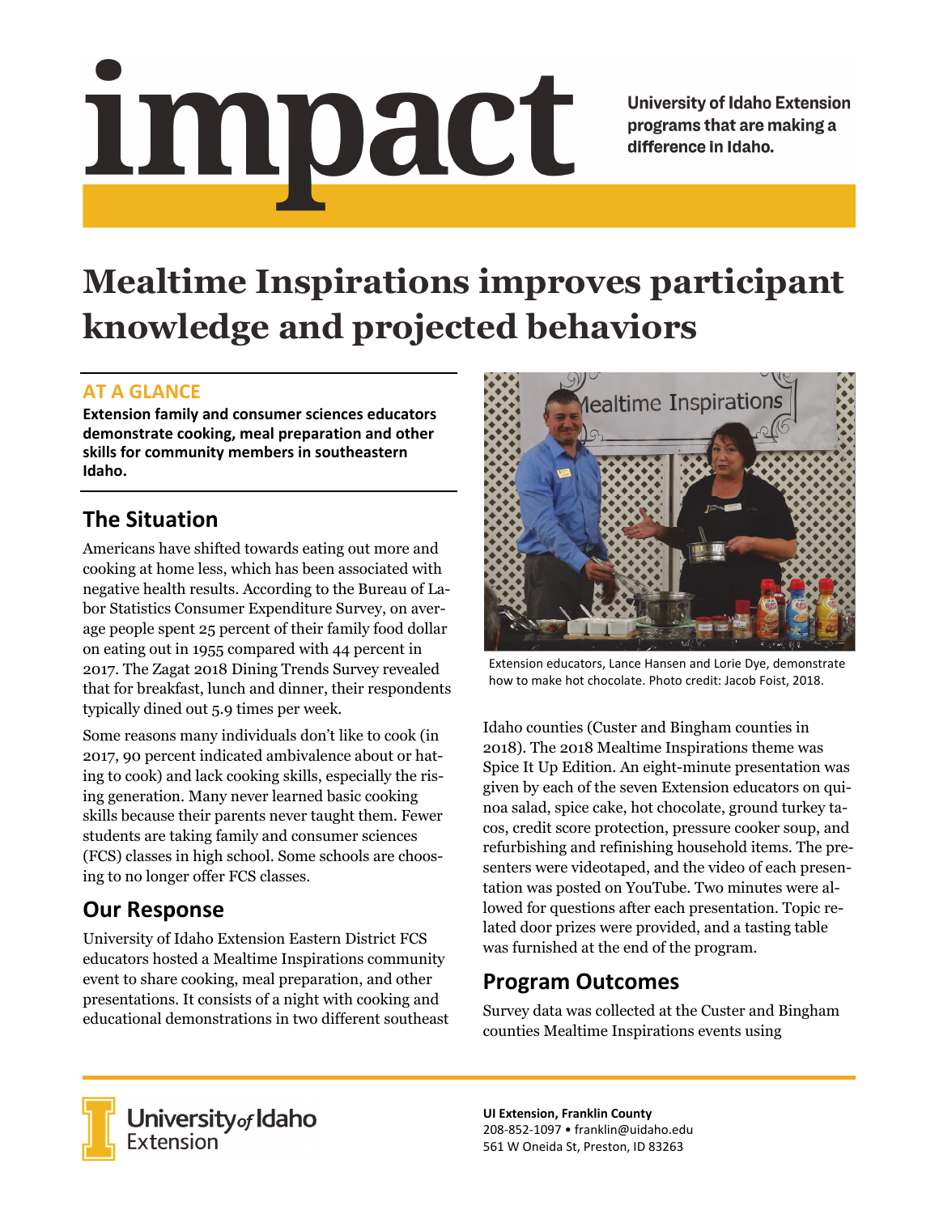# impact

University of Idaho Extension programs that are making a difference in Idaho.

# Mealtime Inspirations improves participant knowledge and projected behaviors

### AT A GLANCE

**Extension family and consumer sciences educators demonstrate cooking, meal preparation and other skills for community members in southeastern Idaho.**

## The Situation

Americans have shifted towards eating out more and cooking at home less, which has been associated with negative health results. According to the Bureau of Labor Statistics Consumer Expenditure Survey, on average people spent 25 percent of their family food dollar on eating out in 1955 compared with 44 percent in 2017. The Zagat 2018 Dining Trends Survey revealed that for breakfast, lunch and dinner, their respondents typically dined out 5.9 times per week.

Some reasons many individuals don't like to cook (in 2017, 90 percent indicated ambivalence about or hating to cook) and lack cooking skills, especially the rising generation. Many never learned basic cooking skills because their parents never taught them. Fewer students are taking family and consumer sciences (FCS) classes in high school. Some schools are choosing to no longer offer FCS classes.

## Our Response

University of Idaho Extension Eastern District FCS educators hosted a Mealtime Inspirations community event to share cooking, meal preparation, and other presentations. It consists of a night with cooking and educational demonstrations in two different southeast Idaho counties (Custer and Bingham counties in 2018). The 2018 Mealtime Inspirations theme was Spice It Up Edition. An eight-minute presentation was given by each of the seven Extension educators on quinoa salad, spice cake, hot chocolate, ground turkey tacos, credit score protection, pressure cooker soup, and refurbishing and refinishing household items. The presenters were videotaped, and the video of each presentation was posted on YouTube. Two minutes were allowed for questions after each presentation. Topic related door prizes were provided, and a tasting table was furnished at the end of the program.

Extension educators, Lance Hansen and Lorie Dye, demonstrate how to make hot chocolate. Photo credit: Jacob Foist, 2018.

## Program Outcomes

Survey data was collected at the Custer and Bingham counties Mealtime Inspirations events using

University of Idaho Extension

**UI Extension, Franklin County**
208-852-1097 • franklin@uidaho.edu
561 W Oneida St, Preston, ID 83263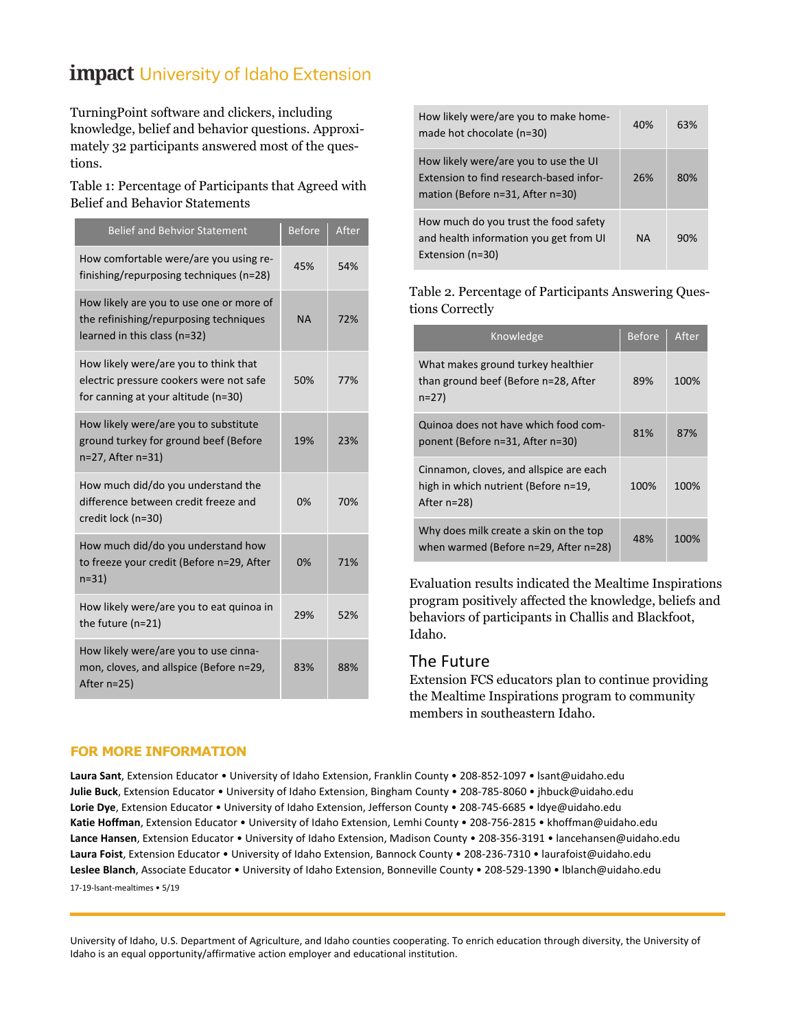TurningPoint software and clickers, including knowledge, belief and behavior questions. Approximately 32 participants answered most of the questions.

Table 1: Percentage of Participants that Agreed with Belief and Behavior Statements

| Belief and Behvior Statement | Before | After |
|---|---|---|
| How comfortable were/are you using refinishing/repurposing techniques (n=28) | 45% | 54% |
| How likely are you to use one or more of the refinishing/repurposing techniques learned in this class (n=32) | NA | 72% |
| How likely were/are you to think that electric pressure cookers were not safe for canning at your altitude (n=30) | 50% | 77% |
| How likely were/are you to substitute ground turkey for ground beef (Before n=27, After n=31) | 19% | 23% |
| How much did/do you understand the difference between credit freeze and credit lock (n=30) | 0% | 70% |
| How much did/do you understand how to freeze your credit (Before n=29, After n=31) | 0% | 71% |
| How likely were/are you to eat quinoa in the future (n=21) | 29% | 52% |
| How likely were/are you to use cinnamon, cloves, and allspice (Before n=29, After n=25) | 83% | 88% |
| How likely were/are you to make homemade hot chocolate (n=30) | 40% | 63% |
| How likely were/are you to use the UI Extension to find research-based information (Before n=31, After n=30) | 26% | 80% |
| How much do you trust the food safety and health information you get from UI Extension (n=30) | NA | 90% |

Table 2. Percentage of Participants Answering Questions Correctly

| Knowledge | Before | After |
|---|---|---|
| What makes ground turkey healthier than ground beef (Before n=28, After n=27) | 89% | 100% |
| Quinoa does not have which food component (Before n=31, After n=30) | 81% | 87% |
| Cinnamon, cloves, and allspice are each high in which nutrient (Before n=19, After n=28) | 100% | 100% |
| Why does milk create a skin on the top when warmed (Before n=29, After n=28) | 48% | 100% |

Evaluation results indicated the Mealtime Inspirations program positively affected the knowledge, beliefs and behaviors of participants in Challis and Blackfoot, Idaho.

## The Future

Extension FCS educators plan to continue providing the Mealtime Inspirations program to community members in southeastern Idaho.

## FOR MORE INFORMATION

**Laura Sant**, Extension Educator • University of Idaho Extension, Franklin County • 208-852-1097 • lsant@uidaho.edu
**Julie Buck**, Extension Educator • University of Idaho Extension, Bingham County • 208-785-8060 • jhbuck@uidaho.edu
**Lorie Dye**, Extension Educator • University of Idaho Extension, Jefferson County • 208-745-6685 • ldye@uidaho.edu
**Katie Hoffman**, Extension Educator • University of Idaho Extension, Lemhi County • 208-756-2815 • khoffman@uidaho.edu
**Lance Hansen**, Extension Educator • University of Idaho Extension, Madison County • 208-356-3191 • lancehansen@uidaho.edu
**Laura Foist**, Extension Educator • University of Idaho Extension, Bannock County • 208-236-7310 • laurafoist@uidaho.edu
**Leslee Blanch**, Associate Educator • University of Idaho Extension, Bonneville County • 208-529-1390 • lblanch@uidaho.edu

17-19-lsant-mealtimes • 5/19

University of Idaho, U.S. Department of Agriculture, and Idaho counties cooperating. To enrich education through diversity, the University of Idaho is an equal opportunity/affirmative action employer and educational institution.